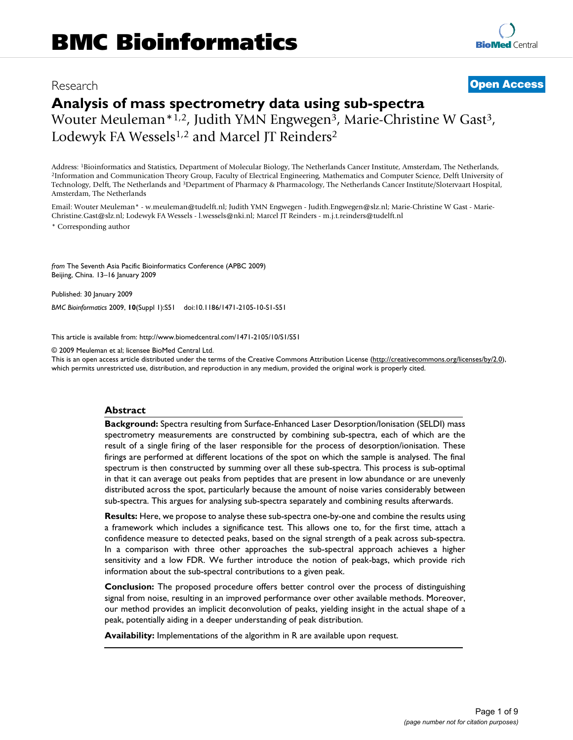# BMC Bioinformatics

Research **Open Access**

# Analysis of mass spectrometry data using sub-spectra

Wouter Meuleman*[1,2], Judith YMN Engwegen[3], Marie-Christine W Gast[3], Lodewyk FA Wessels[1,2] and Marcel JT Reinders[2]

Address: [1]Bioinformatics and Statistics, Department of Molecular Biology, The Netherlands Cancer Institute, Amsterdam, The Netherlands, [2]Information and Communication Theory Group, Faculty of Electrical Engineering, Mathematics and Computer Science, Delft University of Technology, Delft, The Netherlands and [3]Department of Pharmacy & Pharmacology, The Netherlands Cancer Institute/Slotervaart Hospital, Amsterdam, The Netherlands

Email: Wouter Meuleman* - w.meuleman@tudelft.nl; Judith YMN Engwegen - Judith.Engwegen@slz.nl; Marie-Christine W Gast - Marie-Christine.Gast@slz.nl; Lodewyk FA Wessels - l.wessels@nki.nl; Marcel JT Reinders - m.j.t.reinders@tudelft.nl

\* Corresponding author

*from* The Seventh Asia Pacific Bioinformatics Conference (APBC 2009)
Beijing, China. 13–16 January 2009

Published: 30 January 2009

*BMC Bioinformatics* 2009, **10**(Suppl 1):S51 doi:10.1186/1471-2105-10-S1-S51

This article is available from: http://www.biomedcentral.com/1471-2105/10/S1/S51

© 2009 Meuleman et al; licensee BioMed Central Ltd.
This is an open access article distributed under the terms of the Creative Commons Attribution License (http://creativecommons.org/licenses/by/2.0), which permits unrestricted use, distribution, and reproduction in any medium, provided the original work is properly cited.

## Abstract

**Background:** Spectra resulting from Surface-Enhanced Laser Desorption/Ionisation (SELDI) mass spectrometry measurements are constructed by combining sub-spectra, each of which are the result of a single firing of the laser responsible for the process of desorption/ionisation. These firings are performed at different locations of the spot on which the sample is analysed. The final spectrum is then constructed by summing over all these sub-spectra. This process is sub-optimal in that it can average out peaks from peptides that are present in low abundance or are unevenly distributed across the spot, particularly because the amount of noise varies considerably between sub-spectra. This argues for analysing sub-spectra separately and combining results afterwards.

**Results:** Here, we propose to analyse these sub-spectra one-by-one and combine the results using a framework which includes a significance test. This allows one to, for the first time, attach a confidence measure to detected peaks, based on the signal strength of a peak across sub-spectra. In a comparison with three other approaches the sub-spectral approach achieves a higher sensitivity and a low FDR. We further introduce the notion of peak-bags, which provide rich information about the sub-spectral contributions to a given peak.

**Conclusion:** The proposed procedure offers better control over the process of distinguishing signal from noise, resulting in an improved performance over other available methods. Moreover, our method provides an implicit deconvolution of peaks, yielding insight in the actual shape of a peak, potentially aiding in a deeper understanding of peak distribution.

**Availability:** Implementations of the algorithm in R are available upon request.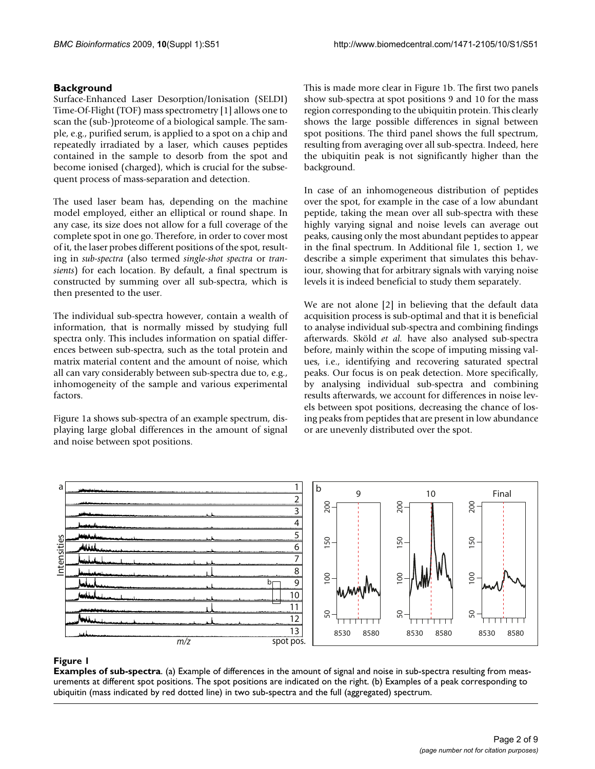## Background

Surface-Enhanced Laser Desorption/Ionisation (SELDI) Time-Of-Flight (TOF) mass spectrometry [1] allows one to scan the (sub-)proteome of a biological sample. The sample, e.g., purified serum, is applied to a spot on a chip and repeatedly irradiated by a laser, which causes peptides contained in the sample to desorb from the spot and become ionised (charged), which is crucial for the subsequent process of mass-separation and detection.

The used laser beam has, depending on the machine model employed, either an elliptical or round shape. In any case, its size does not allow for a full coverage of the complete spot in one go. Therefore, in order to cover most of it, the laser probes different positions of the spot, resulting in *sub-spectra* (also termed *single-shot spectra* or *transients*) for each location. By default, a final spectrum is constructed by summing over all sub-spectra, which is then presented to the user.

The individual sub-spectra however, contain a wealth of information, that is normally missed by studying full spectra only. This includes information on spatial differences between sub-spectra, such as the total protein and matrix material content and the amount of noise, which all can vary considerably between sub-spectra due to, e.g., inhomogeneity of the sample and various experimental factors.

Figure 1a shows sub-spectra of an example spectrum, displaying large global differences in the amount of signal and noise between spot positions.

This is made more clear in Figure 1b. The first two panels show sub-spectra at spot positions 9 and 10 for the mass region corresponding to the ubiquitin protein. This clearly shows the large possible differences in signal between spot positions. The third panel shows the full spectrum, resulting from averaging over all sub-spectra. Indeed, here the ubiquitin peak is not significantly higher than the background.

In case of an inhomogeneous distribution of peptides over the spot, for example in the case of a low abundant peptide, taking the mean over all sub-spectra with these highly varying signal and noise levels can average out peaks, causing only the most abundant peptides to appear in the final spectrum. In Additional file 1, section 1, we describe a simple experiment that simulates this behaviour, showing that for arbitrary signals with varying noise levels it is indeed beneficial to study them separately.

We are not alone [2] in believing that the default data acquisition process is sub-optimal and that it is beneficial to analyse individual sub-spectra and combining findings afterwards. Sköld *et al.* have also analysed sub-spectra before, mainly within the scope of imputing missing values, i.e., identifying and recovering saturated spectral peaks. Our focus is on peak detection. More specifically, by analysing individual sub-spectra and combining results afterwards, we account for differences in noise levels between spot positions, decreasing the chance of losing peaks from peptides that are present in low abundance or are unevenly distributed over the spot.

**Figure 1**

**Examples of sub-spectra**. (a) Example of differences in the amount of signal and noise in sub-spectra resulting from measurements at different spot positions. The spot positions are indicated on the right. (b) Examples of a peak corresponding to ubiquitin (mass indicated by red dotted line) in two sub-spectra and the full (aggregated) spectrum.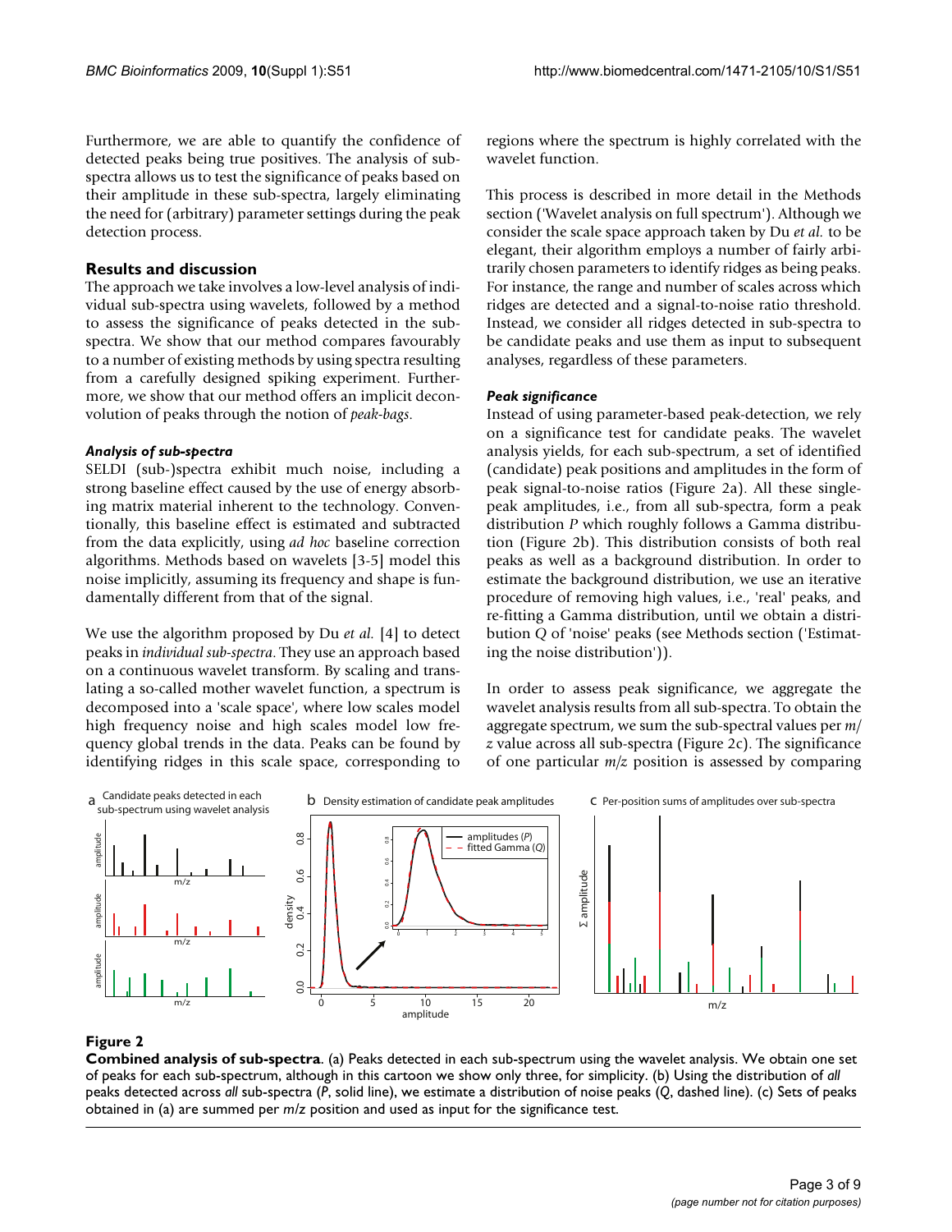Furthermore, we are able to quantify the confidence of detected peaks being true positives. The analysis of sub-spectra allows us to test the significance of peaks based on their amplitude in these sub-spectra, largely eliminating the need for (arbitrary) parameter settings during the peak detection process.

## Results and discussion

The approach we take involves a low-level analysis of individual sub-spectra using wavelets, followed by a method to assess the significance of peaks detected in the sub-spectra. We show that our method compares favourably to a number of existing methods by using spectra resulting from a carefully designed spiking experiment. Furthermore, we show that our method offers an implicit deconvolution of peaks through the notion of *peak-bags*.

### Analysis of sub-spectra

SELDI (sub-)spectra exhibit much noise, including a strong baseline effect caused by the use of energy absorbing matrix material inherent to the technology. Conventionally, this baseline effect is estimated and subtracted from the data explicitly, using *ad hoc* baseline correction algorithms. Methods based on wavelets [3-5] model this noise implicitly, assuming its frequency and shape is fundamentally different from that of the signal.

We use the algorithm proposed by Du *et al.* [4] to detect peaks in *individual sub-spectra*. They use an approach based on a continuous wavelet transform. By scaling and translating a so-called mother wavelet function, a spectrum is decomposed into a 'scale space', where low scales model high frequency noise and high scales model low frequency global trends in the data. Peaks can be found by identifying ridges in this scale space, corresponding to regions where the spectrum is highly correlated with the wavelet function.

This process is described in more detail in the Methods section ('Wavelet analysis on full spectrum'). Although we consider the scale space approach taken by Du *et al.* to be elegant, their algorithm employs a number of fairly arbitrarily chosen parameters to identify ridges as being peaks. For instance, the range and number of scales across which ridges are detected and a signal-to-noise ratio threshold. Instead, we consider all ridges detected in sub-spectra to be candidate peaks and use them as input to subsequent analyses, regardless of these parameters.

### Peak significance

Instead of using parameter-based peak-detection, we rely on a significance test for candidate peaks. The wavelet analysis yields, for each sub-spectrum, a set of identified (candidate) peak positions and amplitudes in the form of peak signal-to-noise ratios (Figure 2a). All these single-peak amplitudes, i.e., from all sub-spectra, form a peak distribution $P$ which roughly follows a Gamma distribution (Figure 2b). This distribution consists of both real peaks as well as a background distribution. In order to estimate the background distribution, we use an iterative procedure of removing high values, i.e., 'real' peaks, and re-fitting a Gamma distribution, until we obtain a distribution $Q$ of 'noise' peaks (see Methods section ('Estimating the noise distribution')).

In order to assess peak significance, we aggregate the wavelet analysis results from all sub-spectra. To obtain the aggregate spectrum, we sum the sub-spectral values per $m/z$ value across all sub-spectra (Figure 2c). The significance of one particular $m/z$ position is assessed by comparing

**Figure 2**

**Combined analysis of sub-spectra**. (a) Peaks detected in each sub-spectrum using the wavelet analysis. We obtain one set of peaks for each sub-spectrum, although in this cartoon we show only three, for simplicity. (b) Using the distribution of *all* peaks detected across *all* sub-spectra ($P$, solid line), we estimate a distribution of noise peaks ($Q$, dashed line). (c) Sets of peaks obtained in (a) are summed per $m/z$ position and used as input for the significance test.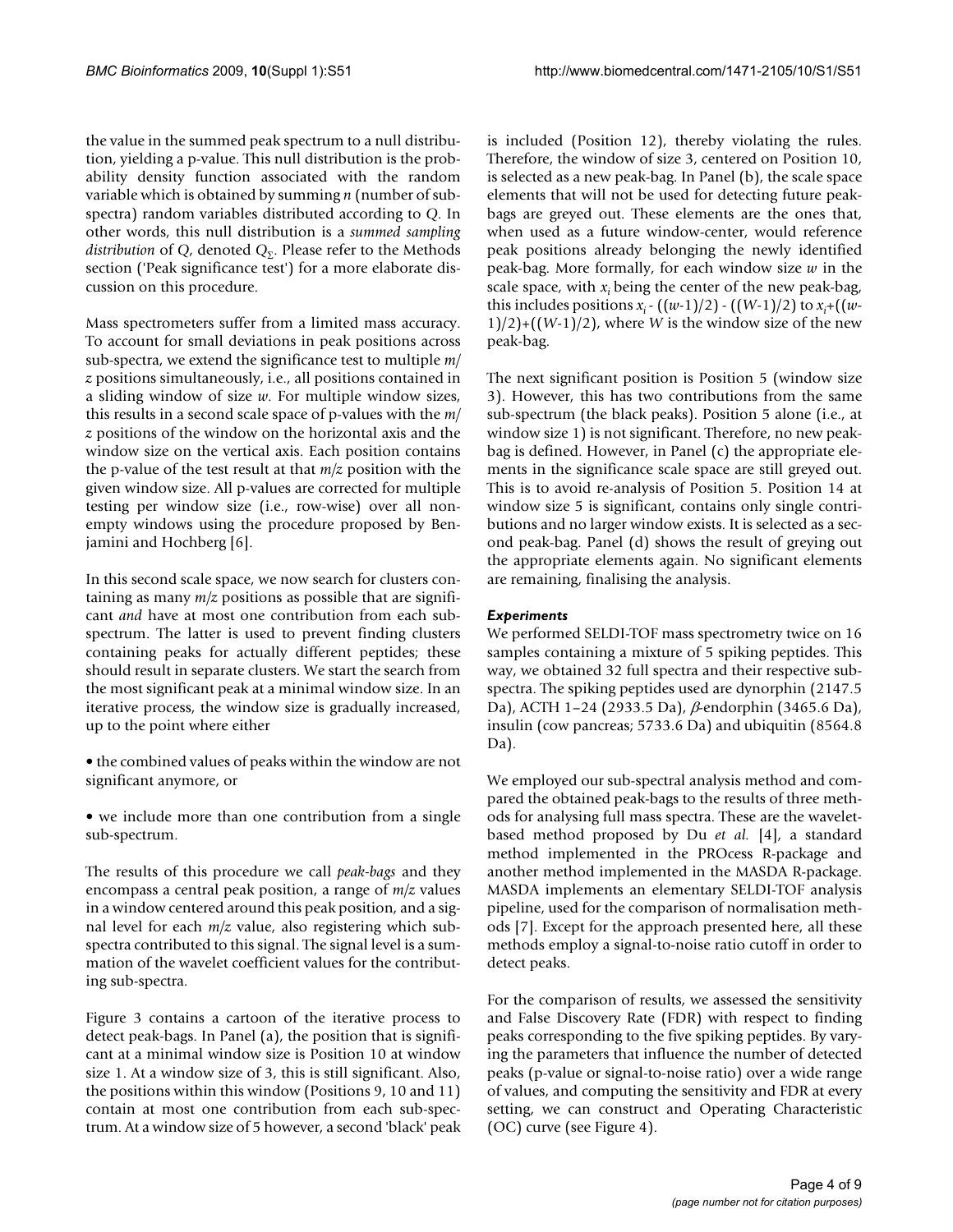the value in the summed peak spectrum to a null distribution, yielding a p-value. This null distribution is the probability density function associated with the random variable which is obtained by summing $n$ (number of sub-spectra) random variables distributed according to $Q$. In other words, this null distribution is a *summed sampling distribution* of $Q$, denoted $Q_{\Sigma}$. Please refer to the Methods section ('Peak significance test') for a more elaborate discussion on this procedure.

Mass spectrometers suffer from a limited mass accuracy. To account for small deviations in peak positions across sub-spectra, we extend the significance test to multiple $m/z$ positions simultaneously, i.e., all positions contained in a sliding window of size $w$. For multiple window sizes, this results in a second scale space of p-values with the $m/z$ positions of the window on the horizontal axis and the window size on the vertical axis. Each position contains the p-value of the test result at that $m/z$ position with the given window size. All p-values are corrected for multiple testing per window size (i.e., row-wise) over all non-empty windows using the procedure proposed by Benjamini and Hochberg [6].

In this second scale space, we now search for clusters containing as many $m/z$ positions as possible that are significant *and* have at most one contribution from each sub-spectrum. The latter is used to prevent finding clusters containing peaks for actually different peptides; these should result in separate clusters. We start the search from the most significant peak at a minimal window size. In an iterative process, the window size is gradually increased, up to the point where either

- the combined values of peaks within the window are not significant anymore, or
- we include more than one contribution from a single sub-spectrum.

The results of this procedure we call *peak-bags* and they encompass a central peak position, a range of $m/z$ values in a window centered around this peak position, and a signal level for each $m/z$ value, also registering which sub-spectra contributed to this signal. The signal level is a summation of the wavelet coefficient values for the contributing sub-spectra.

Figure 3 contains a cartoon of the iterative process to detect peak-bags. In Panel (a), the position that is significant at a minimal window size is Position 10 at window size 1. At a window size of 3, this is still significant. Also, the positions within this window (Positions 9, 10 and 11) contain at most one contribution from each sub-spectrum. At a window size of 5 however, a second 'black' peak is included (Position 12), thereby violating the rules. Therefore, the window of size 3, centered on Position 10, is selected as a new peak-bag. In Panel (b), the scale space elements that will not be used for detecting future peak-bags are greyed out. These elements are the ones that, when used as a future window-center, would reference peak positions already belonging the newly identified peak-bag. More formally, for each window size $w$ in the scale space, with $x_i$ being the center of the new peak-bag, this includes positions $x_i - ((w-1)/2) - ((W-1)/2)$ to $x_i + ((w-1)/2) + ((W-1)/2)$, where $W$ is the window size of the new peak-bag.

The next significant position is Position 5 (window size 3). However, this has two contributions from the same sub-spectrum (the black peaks). Position 5 alone (i.e., at window size 1) is not significant. Therefore, no new peak-bag is defined. However, in Panel (c) the appropriate elements in the significance scale space are still greyed out. This is to avoid re-analysis of Position 5. Position 14 at window size 5 is significant, contains only single contributions and no larger window exists. It is selected as a second peak-bag. Panel (d) shows the result of greying out the appropriate elements again. No significant elements are remaining, finalising the analysis.

### *Experiments*

We performed SELDI-TOF mass spectrometry twice on 16 samples containing a mixture of 5 spiking peptides. This way, we obtained 32 full spectra and their respective sub-spectra. The spiking peptides used are dynorphin (2147.5 Da), ACTH 1–24 (2933.5 Da), $\beta$-endorphin (3465.6 Da), insulin (cow pancreas; 5733.6 Da) and ubiquitin (8564.8 Da).

We employed our sub-spectral analysis method and compared the obtained peak-bags to the results of three methods for analysing full mass spectra. These are the wavelet-based method proposed by Du *et al.* [4], a standard method implemented in the PROcess R-package and another method implemented in the MASDA R-package. MASDA implements an elementary SELDI-TOF analysis pipeline, used for the comparison of normalisation methods [7]. Except for the approach presented here, all these methods employ a signal-to-noise ratio cutoff in order to detect peaks.

For the comparison of results, we assessed the sensitivity and False Discovery Rate (FDR) with respect to finding peaks corresponding to the five spiking peptides. By varying the parameters that influence the number of detected peaks (p-value or signal-to-noise ratio) over a wide range of values, and computing the sensitivity and FDR at every setting, we can construct and Operating Characteristic (OC) curve (see Figure 4).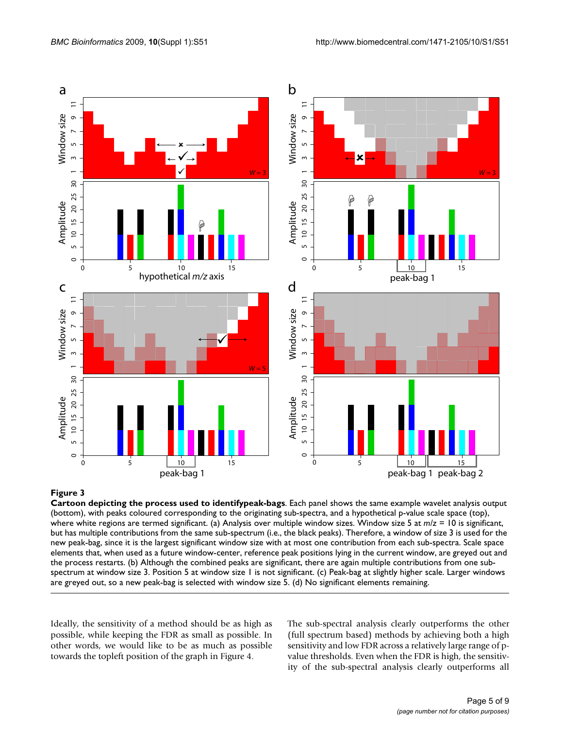**Figure 3**

**Cartoon depicting the process used to identifypeak-bags**. Each panel shows the same example wavelet analysis output (bottom), with peaks coloured corresponding to the originating sub-spectra, and a hypothetical p-value scale space (top), where white regions are termed significant. (a) Analysis over multiple window sizes. Window size 5 at *m/z* = 10 is significant, but has multiple contributions from the same sub-spectrum (i.e., the black peaks). Therefore, a window of size 3 is used for the new peak-bag, since it is the largest significant window size with at most one contribution from each sub-spectra. Scale space elements that, when used as a future window-center, reference peak positions lying in the current window, are greyed out and the process restarts. (b) Although the combined peaks are significant, there are again multiple contributions from one sub-spectrum at window size 3. Position 5 at window size 1 is not significant. (c) Peak-bag at slightly higher scale. Larger windows are greyed out, so a new peak-bag is selected with window size 5. (d) No significant elements remaining.

Ideally, the sensitivity of a method should be as high as possible, while keeping the FDR as small as possible. In other words, we would like to be as much as possible towards the topleft position of the graph in Figure 4.

The sub-spectral analysis clearly outperforms the other (full spectrum based) methods by achieving both a high sensitivity and low FDR across a relatively large range of p-value thresholds. Even when the FDR is high, the sensitivity of the sub-spectral analysis clearly outperforms all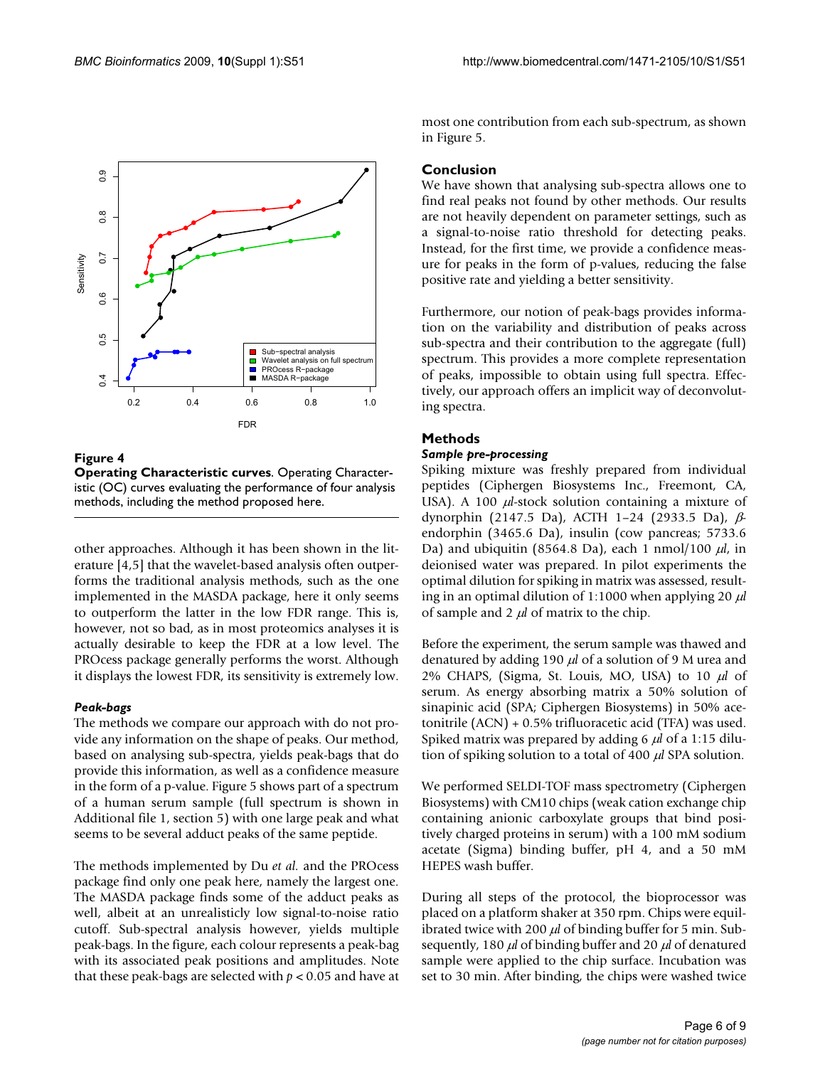**Figure 4**

**Operating Characteristic curves**. Operating Characteristic (OC) curves evaluating the performance of four analysis methods, including the method proposed here.

other approaches. Although it has been shown in the literature [4,5] that the wavelet-based analysis often outperforms the traditional analysis methods, such as the one implemented in the MASDA package, here it only seems to outperform the latter in the low FDR range. This is, however, not so bad, as in most proteomics analyses it is actually desirable to keep the FDR at a low level. The PROcess package generally performs the worst. Although it displays the lowest FDR, its sensitivity is extremely low.

### *Peak-bags*

The methods we compare our approach with do not provide any information on the shape of peaks. Our method, based on analysing sub-spectra, yields peak-bags that do provide this information, as well as a confidence measure in the form of a p-value. Figure 5 shows part of a spectrum of a human serum sample (full spectrum is shown in Additional file 1, section 5) with one large peak and what seems to be several adduct peaks of the same peptide.

The methods implemented by Du *et al.* and the PROcess package find only one peak here, namely the largest one. The MASDA package finds some of the adduct peaks as well, albeit at an unrealistically low signal-to-noise ratio cutoff. Sub-spectral analysis however, yields multiple peak-bags. In the figure, each colour represents a peak-bag with its associated peak positions and amplitudes. Note that these peak-bags are selected with $p < 0.05$ and have at most one contribution from each sub-spectrum, as shown in Figure 5.

## Conclusion

We have shown that analysing sub-spectra allows one to find real peaks not found by other methods. Our results are not heavily dependent on parameter settings, such as a signal-to-noise ratio threshold for detecting peaks. Instead, for the first time, we provide a confidence measure for peaks in the form of p-values, reducing the false positive rate and yielding a better sensitivity.

Furthermore, our notion of peak-bags provides information on the variability and distribution of peaks across sub-spectra and their contribution to the aggregate (full) spectrum. This provides a more complete representation of peaks, impossible to obtain using full spectra. Effectively, our approach offers an implicit way of deconvoluting spectra.

## Methods

### *Sample pre-processing*

Spiking mixture was freshly prepared from individual peptides (Ciphergen Biosystems Inc., Freemont, CA, USA). A 100 $\mu l$-stock solution containing a mixture of dynorphin (2147.5 Da), ACTH 1–24 (2933.5 Da), $\beta$-endorphin (3465.6 Da), insulin (cow pancreas; 5733.6 Da) and ubiquitin (8564.8 Da), each 1 nmol/100 $\mu l$, in deionised water was prepared. In pilot experiments the optimal dilution for spiking in matrix was assessed, resulting in an optimal dilution of 1:1000 when applying 20 $\mu l$ of sample and 2 $\mu l$ of matrix to the chip.

Before the experiment, the serum sample was thawed and denatured by adding 190 $\mu l$ of a solution of 9 M urea and 2% CHAPS, (Sigma, St. Louis, MO, USA) to 10 $\mu l$ of serum. As energy absorbing matrix a 50% solution of sinapinic acid (SPA; Ciphergen Biosystems) in 50% acetonitrile (ACN) + 0.5% trifluoracetic acid (TFA) was used. Spiked matrix was prepared by adding 6 $\mu l$ of a 1:15 dilution of spiking solution to a total of 400 $\mu l$ SPA solution.

We performed SELDI-TOF mass spectrometry (Ciphergen Biosystems) with CM10 chips (weak cation exchange chip containing anionic carboxylate groups that bind positively charged proteins in serum) with a 100 mM sodium acetate (Sigma) binding buffer, pH 4, and a 50 mM HEPES wash buffer.

During all steps of the protocol, the bioprocessor was placed on a platform shaker at 350 rpm. Chips were equilibrated twice with 200 $\mu l$ of binding buffer for 5 min. Subsequently, 180 $\mu l$ of binding buffer and 20 $\mu l$ of denatured sample were applied to the chip surface. Incubation was set to 30 min. After binding, the chips were washed twice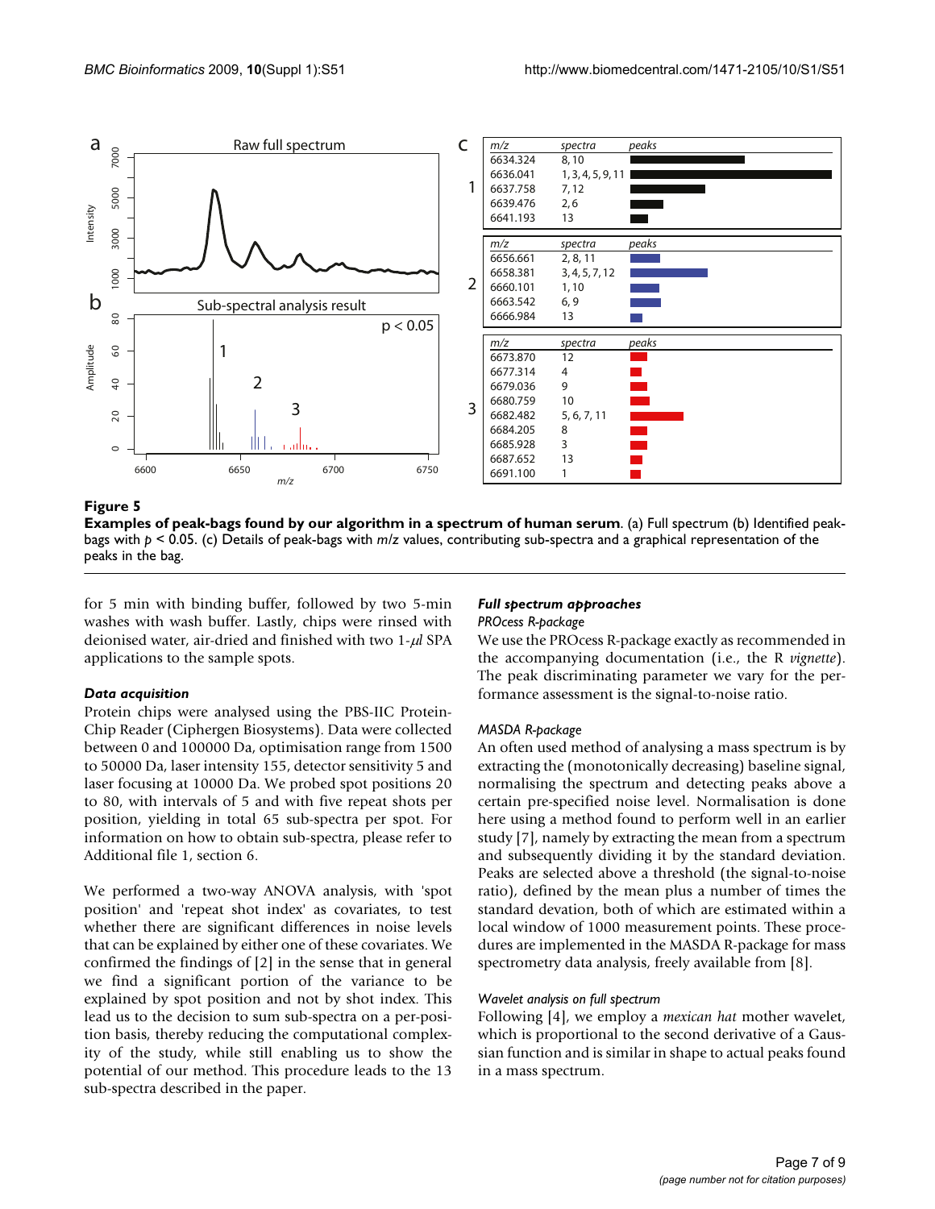**Figure 5**

**Examples of peak-bags found by our algorithm in a spectrum of human serum**. (a) Full spectrum (b) Identified peak-bags with $p < 0.05$. (c) Details of peak-bags with *m/z* values, contributing sub-spectra and a graphical representation of the peaks in the bag.

for 5 min with binding buffer, followed by two 5-min washes with wash buffer. Lastly, chips were rinsed with deionised water, air-dried and finished with two 1-$\mu l$ SPA applications to the sample spots.

### *Data acquisition*

Protein chips were analysed using the PBS-IIC Protein-Chip Reader (Ciphergen Biosystems). Data were collected between 0 and 100000 Da, optimisation range from 1500 to 50000 Da, laser intensity 155, detector sensitivity 5 and laser focusing at 10000 Da. We probed spot positions 20 to 80, with intervals of 5 and with five repeat shots per position, yielding in total 65 sub-spectra per spot. For information on how to obtain sub-spectra, please refer to Additional file 1, section 6.

We performed a two-way ANOVA analysis, with 'spot position' and 'repeat shot index' as covariates, to test whether there are significant differences in noise levels that can be explained by either one of these covariates. We confirmed the findings of [2] in the sense that in general we find a significant portion of the variance to be explained by spot position and not by shot index. This lead us to the decision to sum sub-spectra on a per-position basis, thereby reducing the computational complexity of the study, while still enabling us to show the potential of our method. This procedure leads to the 13 sub-spectra described in the paper.

### *Full spectrum approaches*

#### *PROcess R-package*

We use the PROcess R-package exactly as recommended in the accompanying documentation (i.e., the R *vignette*). The peak discriminating parameter we vary for the performance assessment is the signal-to-noise ratio.

#### *MASDA R-package*

An often used method of analysing a mass spectrum is by extracting the (monotonically decreasing) baseline signal, normalising the spectrum and detecting peaks above a certain pre-specified noise level. Normalisation is done here using a method found to perform well in an earlier study [7], namely by extracting the mean from a spectrum and subsequently dividing it by the standard deviation. Peaks are selected above a threshold (the signal-to-noise ratio), defined by the mean plus a number of times the standard deviation, both of which are estimated within a local window of 1000 measurement points. These procedures are implemented in the MASDA R-package for mass spectrometry data analysis, freely available from [8].

#### *Wavelet analysis on full spectrum*

Following [4], we employ a *mexican hat* mother wavelet, which is proportional to the second derivative of a Gaussian function and is similar in shape to actual peaks found in a mass spectrum.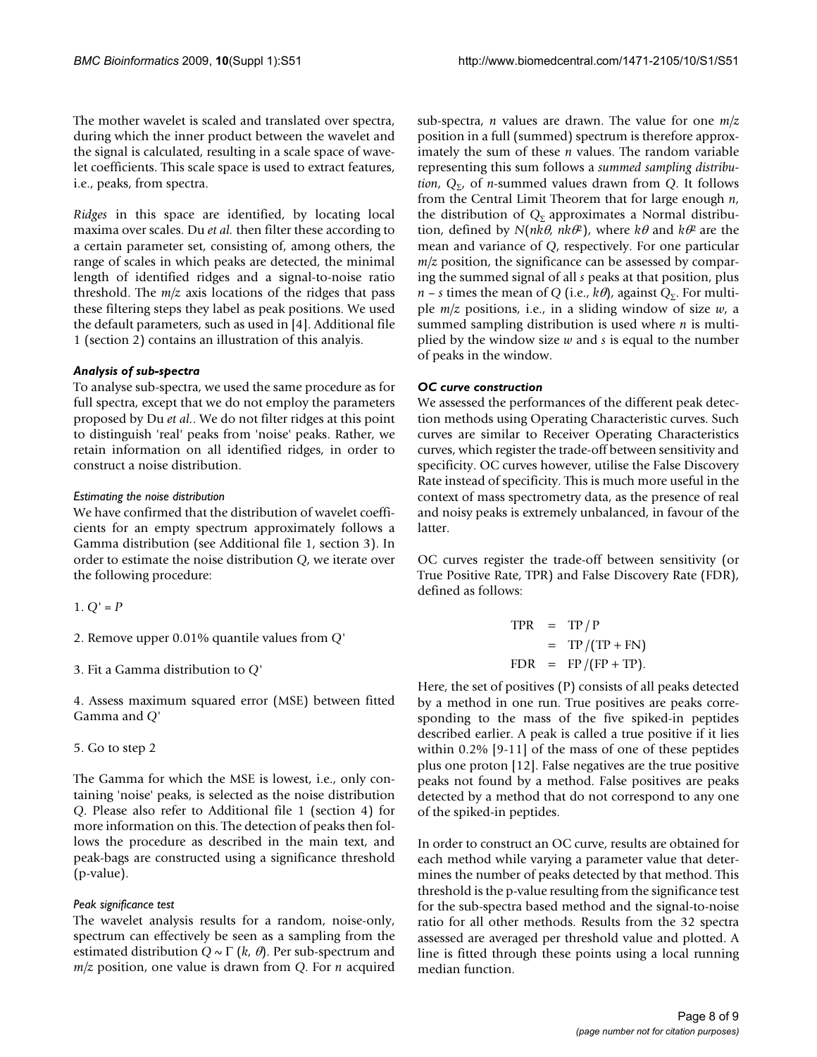The mother wavelet is scaled and translated over spectra, during which the inner product between the wavelet and the signal is calculated, resulting in a scale space of wavelet coefficients. This scale space is used to extract features, i.e., peaks, from spectra.

*Ridges* in this space are identified, by locating local maxima over scales. Du *et al.* then filter these according to a certain parameter set, consisting of, among others, the range of scales in which peaks are detected, the minimal length of identified ridges and a signal-to-noise ratio threshold. The *m/z* axis locations of the ridges that pass these filtering steps they label as peak positions. We used the default parameters, such as used in [4]. Additional file 1 (section 2) contains an illustration of this analyis.

### Analysis of sub-spectra

To analyse sub-spectra, we used the same procedure as for full spectra, except that we do not employ the parameters proposed by Du *et al.*. We do not filter ridges at this point to distinguish 'real' peaks from 'noise' peaks. Rather, we retain information on all identified ridges, in order to construct a noise distribution.

#### Estimating the noise distribution

We have confirmed that the distribution of wavelet coefficients for an empty spectrum approximately follows a Gamma distribution (see Additional file 1, section 3). In order to estimate the noise distribution $Q$, we iterate over the following procedure:

1. $Q' = P$

2. Remove upper 0.01% quantile values from $Q'$

3. Fit a Gamma distribution to $Q'$

4. Assess maximum squared error (MSE) between fitted Gamma and $Q'$

5. Go to step 2

The Gamma for which the MSE is lowest, i.e., only containing 'noise' peaks, is selected as the noise distribution $Q$. Please also refer to Additional file 1 (section 4) for more information on this. The detection of peaks then follows the procedure as described in the main text, and peak-bags are constructed using a significance threshold (p-value).

#### Peak significance test

The wavelet analysis results for a random, noise-only, spectrum can effectively be seen as a sampling from the estimated distribution $Q \sim \Gamma(k, \theta)$. Per sub-spectrum and *m/z* position, one value is drawn from $Q$. For $n$ acquired sub-spectra, $n$ values are drawn. The value for one *m/z* position in a full (summed) spectrum is therefore approximately the sum of these $n$ values. The random variable representing this sum follows a *summed sampling distribution*, $Q_{\Sigma}$, of $n$-summed values drawn from $Q$. It follows from the Central Limit Theorem that for large enough $n$, the distribution of $Q_{\Sigma}$ approximates a Normal distribution, defined by $N(nk\theta, nk\theta^2)$, where $k\theta$ and $k\theta^2$ are the mean and variance of $Q$, respectively. For one particular *m/z* position, the significance can be assessed by comparing the summed signal of all $s$ peaks at that position, plus $n - s$ times the mean of $Q$ (i.e., $k\theta$), against $Q_{\Sigma}$. For multiple *m/z* positions, i.e., in a sliding window of size $w$, a summed sampling distribution is used where $n$ is multiplied by the window size $w$ and $s$ is equal to the number of peaks in the window.

### OC curve construction

We assessed the performances of the different peak detection methods using Operating Characteristic curves. Such curves are similar to Receiver Operating Characteristics curves, which register the trade-off between sensitivity and specificity. OC curves however, utilise the False Discovery Rate instead of specificity. This is much more useful in the context of mass spectrometry data, as the presence of real and noisy peaks is extremely unbalanced, in favour of the latter.

OC curves register the trade-off between sensitivity (or True Positive Rate, TPR) and False Discovery Rate (FDR), defined as follows:

$$
\begin{aligned}
\text{TPR} &= \text{TP} / \text{P} \\
&= \text{TP} / (\text{TP} + \text{FN}) \\
\text{FDR} &= \text{FP} / (\text{FP} + \text{TP}).
\end{aligned}
$$

Here, the set of positives (P) consists of all peaks detected by a method in one run. True positives are peaks corresponding to the mass of the five spiked-in peptides described earlier. A peak is called a true positive if it lies within 0.2% [9-11] of the mass of one of these peptides plus one proton [12]. False negatives are the true positive peaks not found by a method. False positives are peaks detected by a method that do not correspond to any one of the spiked-in peptides.

In order to construct an OC curve, results are obtained for each method while varying a parameter value that determines the number of peaks detected by that method. This threshold is the p-value resulting from the significance test for the sub-spectra based method and the signal-to-noise ratio for all other methods. Results from the 32 spectra assessed are averaged per threshold value and plotted. A line is fitted through these points using a local running median function.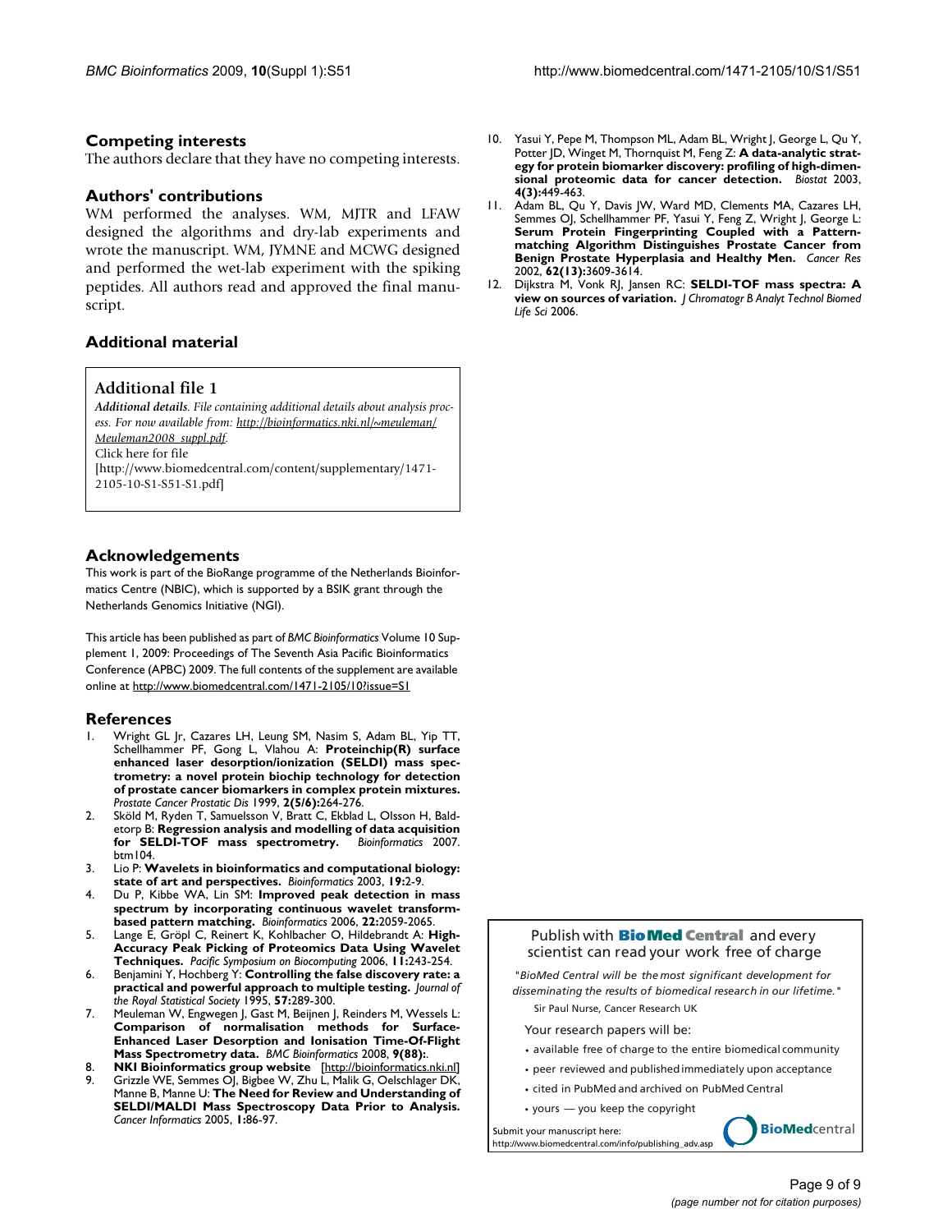## Competing interests

The authors declare that they have no competing interests.

## Authors' contributions

WM performed the analyses. WM, MJTR and LFAW designed the algorithms and dry-lab experiments and wrote the manuscript. WM, JYMNE and MCWG designed and performed the wet-lab experiment with the spiking peptides. All authors read and approved the final manuscript.

## Additional material

### Additional file 1

***Additional details****. File containing additional details about analysis process. For now available from: http://bioinformatics.nki.nl/~meuleman/Meuleman2008_suppl.pdf.*
Click here for file
[http://www.biomedcentral.com/content/supplementary/1471-2105-10-S1-S51-S1.pdf]

## Acknowledgements

This work is part of the BioRange programme of the Netherlands Bioinformatics Centre (NBIC), which is supported by a BSIK grant through the Netherlands Genomics Initiative (NGI).

This article has been published as part of *BMC Bioinformatics* Volume 10 Supplement 1, 2009: Proceedings of The Seventh Asia Pacific Bioinformatics Conference (APBC) 2009. The full contents of the supplement are available online at http://www.biomedcentral.com/1471-2105/10?issue=S1

## References

1. Wright GL Jr, Cazares LH, Leung SM, Nasim S, Adam BL, Yip TT, Schellhammer PF, Gong L, Vlahou A: **Proteinchip(R) surface enhanced laser desorption/ionization (SELDI) mass spectrometry: a novel protein biochip technology for detection of prostate cancer biomarkers in complex protein mixtures.** *Prostate Cancer Prostatic Dis* 1999, **2(5/6):**264-276.
2. Sköld M, Ryden T, Samuelsson V, Bratt C, Ekblad L, Olsson H, Baldetorp B: **Regression analysis and modelling of data acquisition for SELDI-TOF mass spectrometry.** *Bioinformatics* 2007. btm104.
3. Lio P: **Wavelets in bioinformatics and computational biology: state of art and perspectives.** *Bioinformatics* 2003, **19:**2-9.
4. Du P, Kibbe WA, Lin SM: **Improved peak detection in mass spectrum by incorporating continuous wavelet transform-based pattern matching.** *Bioinformatics* 2006, **22:**2059-2065.
5. Lange E, Gröpl C, Reinert K, Kohlbacher O, Hildebrandt A: **High-Accuracy Peak Picking of Proteomics Data Using Wavelet Techniques.** *Pacific Symposium on Biocomputing* 2006, **11:**243-254.
6. Benjamini Y, Hochberg Y: **Controlling the false discovery rate: a practical and powerful approach to multiple testing.** *Journal of the Royal Statistical Society* 1995, **57:**289-300.
7. Meuleman W, Engwegen J, Gast M, Beijnen J, Reinders M, Wessels L: **Comparison of normalisation methods for Surface-Enhanced Laser Desorption and Ionisation Time-Of-Flight Mass Spectrometry data.** *BMC Bioinformatics* 2008, **9(88):**.
8. **NKI Bioinformatics group website** [http://bioinformatics.nki.nl]
9. Grizzle WE, Semmes OJ, Bigbee W, Zhu L, Malik G, Oelschlager DK, Manne B, Manne U: **The Need for Review and Understanding of SELDI/MALDI Mass Spectroscopy Data Prior to Analysis.** *Cancer Informatics* 2005, **1:**86-97.
10. Yasui Y, Pepe M, Thompson ML, Adam BL, Wright J, George L, Qu Y, Potter JD, Winget M, Thornquist M, Feng Z: **A data-analytic strategy for protein biomarker discovery: profiling of high-dimensional proteomic data for cancer detection.** *Biostat* 2003, **4(3):**449-463.
11. Adam BL, Qu Y, Davis JW, Ward MD, Clements MA, Cazares LH, Semmes OJ, Schellhammer PF, Yasui Y, Feng Z, Wright J, George L: **Serum Protein Fingerprinting Coupled with a Pattern-matching Algorithm Distinguishes Prostate Cancer from Benign Prostate Hyperplasia and Healthy Men.** *Cancer Res* 2002, **62(13):**3609-3614.
12. Dijkstra M, Vonk RJ, Jansen RC: **SELDI-TOF mass spectra: A view on sources of variation.** *J Chromatogr B Analyt Technol Biomed Life Sci* 2006.

Publish with **BioMed Central** and every scientist can read your work free of charge

*"BioMed Central will be the most significant development for disseminating the results of biomedical research in our lifetime."*
Sir Paul Nurse, Cancer Research UK

Your research papers will be:

- available free of charge to the entire biomedical community
- peer reviewed and published immediately upon acceptance
- cited in PubMed and archived on PubMed Central
- yours — you keep the copyright

Submit your manuscript here:
http://www.biomedcentral.com/info/publishing_adv.asp

BioMedcentral